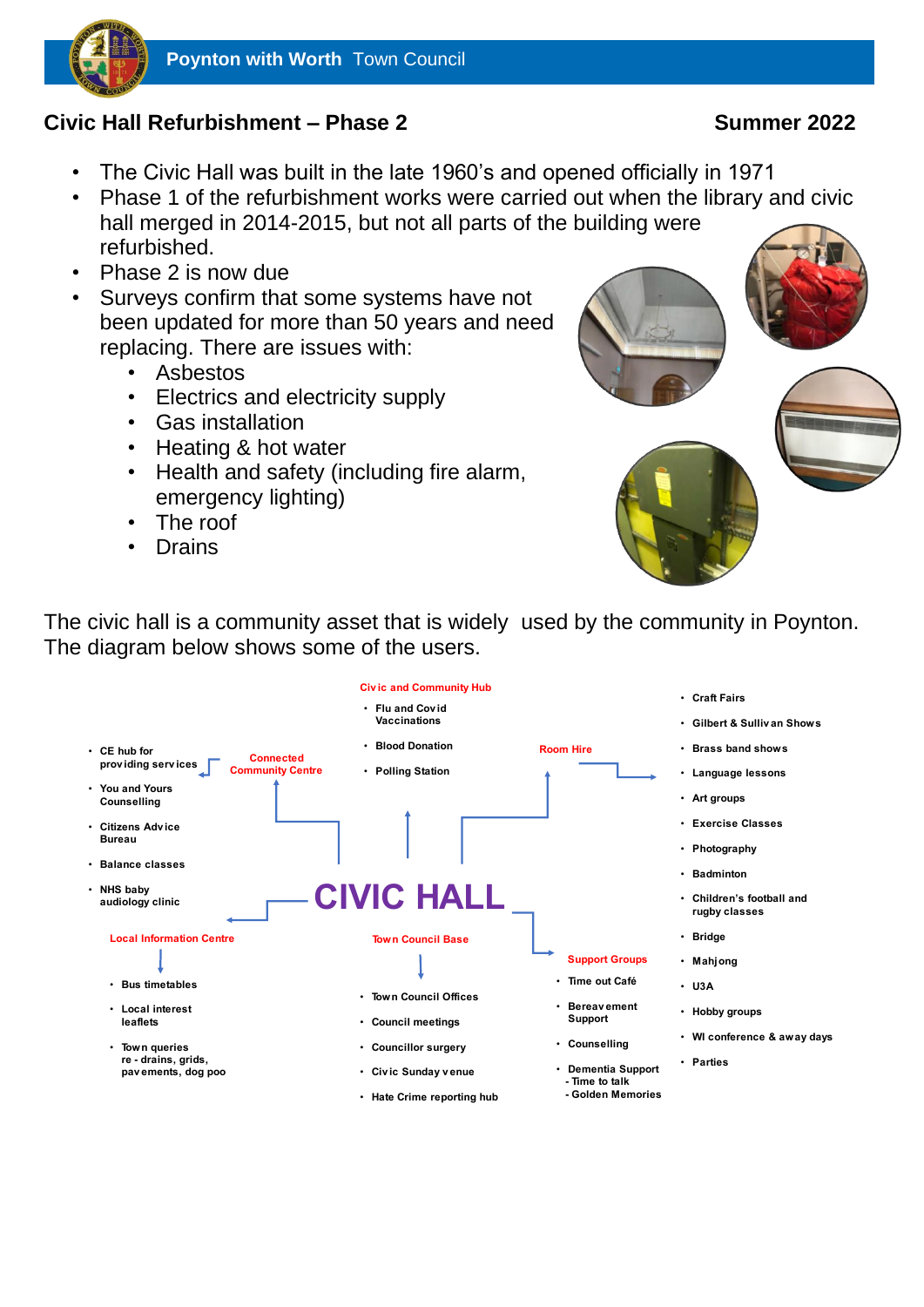**Poynton with Worth** Town Council

## Civic Hall Refurbishment – Phase 2

**Summer 2022**

- The Civic Hall was built in the late 1960's and opened officially in 1971
- Phase 1 of the refurbishment works were carried out when the library and civic hall merged in 2014-2015, but not all parts of the building were refurbished.
- Phase 2 is now due
- Surveys confirm that some systems have not been updated for more than 50 years and need replacing. There are issues with:
  - Asbestos
  - Electrics and electricity supply
  - Gas installation
  - Heating & hot water
  - Health and safety (including fire alarm, emergency lighting)
  - The roof
  - Drains

The civic hall is a community asset that is widely used by the community in Poynton. The diagram below shows some of the users.

# CIVIC HALL

**Civic and Community Hub**

- Flu and Covid Vaccinations
- Blood Donation
- Polling Station

**Connected Community Centre**

- CE hub for providing services
- You and Yours Counselling
- Citizens Advice Bureau
- Balance classes
- NHS baby audiology clinic

**Room Hire**

- Craft Fairs
- Gilbert & Sullivan Shows
- Brass band shows
- Language lessons
- Art groups
- Exercise Classes
- Photography
- Badminton
- Children's football and rugby classes
- Bridge
- Mahjong
- U3A
- Hobby groups
- WI conference & away days
- Parties

**Local Information Centre**

- Bus timetables
- Local interest leaflets
- Town queries re - drains, grids, pavements, dog poo

**Town Council Base**

- Town Council Offices
- Council meetings
- Councillor surgery
- Civic Sunday venue
- Hate Crime reporting hub

**Support Groups**

- Time out Café
- Bereavement Support
- Counselling
- Dementia Support
  - Time to talk
  - Golden Memories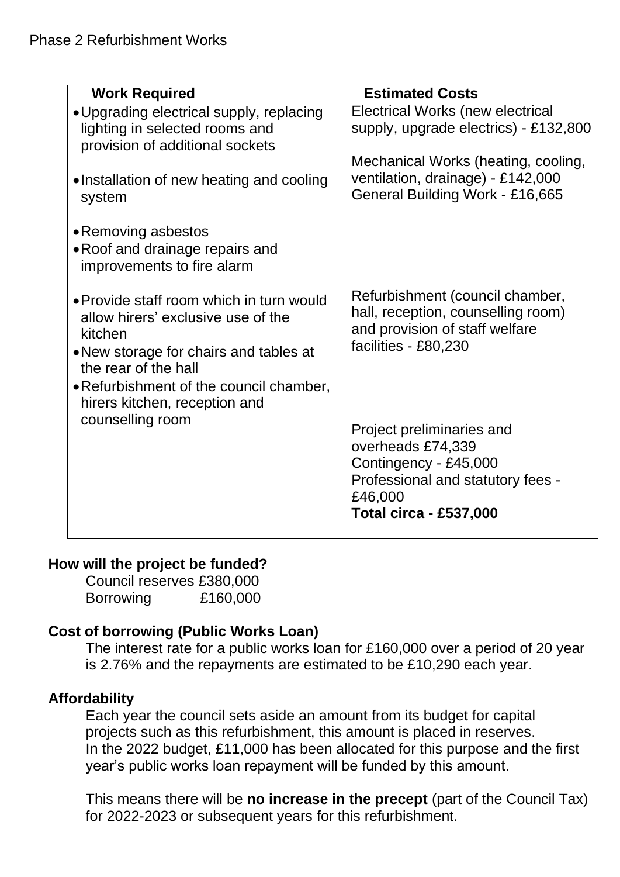Phase 2 Refurbishment Works

| Work Required | Estimated Costs |
|---|---|
| • Upgrading electrical supply, replacing lighting in selected rooms and provision of additional sockets<br><br>• Installation of new heating and cooling system<br><br>• Removing asbestos<br>• Roof and drainage repairs and improvements to fire alarm | Electrical Works (new electrical supply, upgrade electrics) - £132,800<br><br>Mechanical Works (heating, cooling, ventilation, drainage) - £142,000<br>General Building Work - £16,665 |
| • Provide staff room which in turn would allow hirers' exclusive use of the kitchen<br>• New storage for chairs and tables at the rear of the hall<br>• Refurbishment of the council chamber, hirers kitchen, reception and counselling room | Refurbishment (council chamber, hall, reception, counselling room) and provision of staff welfare facilities - £80,230<br><br>Project preliminaries and overheads £74,339<br>Contingency - £45,000<br>Professional and statutory fees - £46,000<br>**Total circa - £537,000** |

**How will the project be funded?**

Council reserves £380,000
Borrowing £160,000

**Cost of borrowing (Public Works Loan)**

The interest rate for a public works loan for £160,000 over a period of 20 year is 2.76% and the repayments are estimated to be £10,290 each year.

**Affordability**

Each year the council sets aside an amount from its budget for capital projects such as this refurbishment, this amount is placed in reserves. In the 2022 budget, £11,000 has been allocated for this purpose and the first year's public works loan repayment will be funded by this amount.

This means there will be **no increase in the precept** (part of the Council Tax) for 2022-2023 or subsequent years for this refurbishment.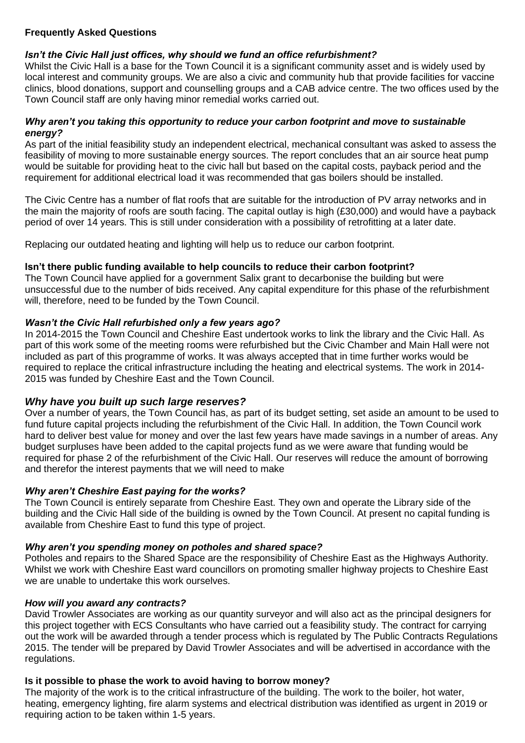**Frequently Asked Questions**

***Isn't the Civic Hall just offices, why should we fund an office refurbishment?***

Whilst the Civic Hall is a base for the Town Council it is a significant community asset and is widely used by local interest and community groups. We are also a civic and community hub that provide facilities for vaccine clinics, blood donations, support and counselling groups and a CAB advice centre. The two offices used by the Town Council staff are only having minor remedial works carried out.

***Why aren't you taking this opportunity to reduce your carbon footprint and move to sustainable energy?***

As part of the initial feasibility study an independent electrical, mechanical consultant was asked to assess the feasibility of moving to more sustainable energy sources. The report concludes that an air source heat pump would be suitable for providing heat to the civic hall but based on the capital costs, payback period and the requirement for additional electrical load it was recommended that gas boilers should be installed.

The Civic Centre has a number of flat roofs that are suitable for the introduction of PV array networks and in the main the majority of roofs are south facing. The capital outlay is high (£30,000) and would have a payback period of over 14 years. This is still under consideration with a possibility of retrofitting at a later date.

Replacing our outdated heating and lighting will help us to reduce our carbon footprint.

**Isn't there public funding available to help councils to reduce their carbon footprint?**

The Town Council have applied for a government Salix grant to decarbonise the building but were unsuccessful due to the number of bids received. Any capital expenditure for this phase of the refurbishment will, therefore, need to be funded by the Town Council.

***Wasn't the Civic Hall refurbished only a few years ago?***

In 2014-2015 the Town Council and Cheshire East undertook works to link the library and the Civic Hall. As part of this work some of the meeting rooms were refurbished but the Civic Chamber and Main Hall were not included as part of this programme of works. It was always accepted that in time further works would be required to replace the critical infrastructure including the heating and electrical systems. The work in 2014-2015 was funded by Cheshire East and the Town Council.

***Why have you built up such large reserves?***

Over a number of years, the Town Council has, as part of its budget setting, set aside an amount to be used to fund future capital projects including the refurbishment of the Civic Hall. In addition, the Town Council work hard to deliver best value for money and over the last few years have made savings in a number of areas. Any budget surpluses have been added to the capital projects fund as we were aware that funding would be required for phase 2 of the refurbishment of the Civic Hall. Our reserves will reduce the amount of borrowing and therefor the interest payments that we will need to make

***Why aren't Cheshire East paying for the works?***

The Town Council is entirely separate from Cheshire East. They own and operate the Library side of the building and the Civic Hall side of the building is owned by the Town Council. At present no capital funding is available from Cheshire East to fund this type of project.

***Why aren't you spending money on potholes and shared space?***

Potholes and repairs to the Shared Space are the responsibility of Cheshire East as the Highways Authority. Whilst we work with Cheshire East ward councillors on promoting smaller highway projects to Cheshire East we are unable to undertake this work ourselves.

***How will you award any contracts?***

David Trowler Associates are working as our quantity surveyor and will also act as the principal designers for this project together with ECS Consultants who have carried out a feasibility study. The contract for carrying out the work will be awarded through a tender process which is regulated by The Public Contracts Regulations 2015. The tender will be prepared by David Trowler Associates and will be advertised in accordance with the regulations.

**Is it possible to phase the work to avoid having to borrow money?**

The majority of the work is to the critical infrastructure of the building. The work to the boiler, hot water, heating, emergency lighting, fire alarm systems and electrical distribution was identified as urgent in 2019 or requiring action to be taken within 1-5 years.